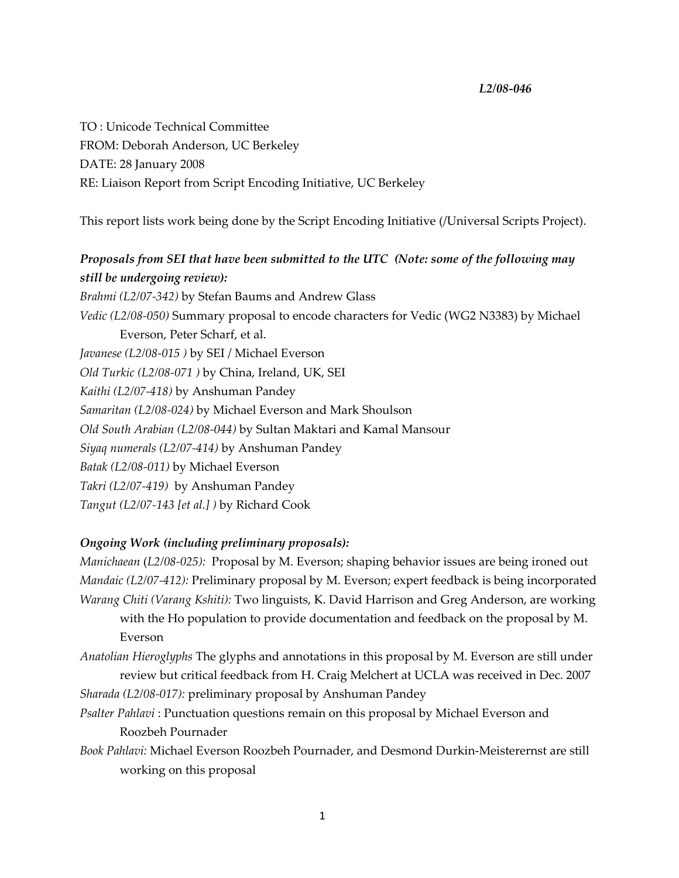***L2/08-046***

TO : Unicode Technical Committee
FROM: Deborah Anderson, UC Berkeley
DATE: 28 January 2008
RE: Liaison Report from Script Encoding Initiative, UC Berkeley

This report lists work being done by the Script Encoding Initiative (/Universal Scripts Project).

***Proposals from SEI that have been submitted to the UTC (Note: some of the following may still be undergoing review):***

*Brahmi (L2/07-342)* by Stefan Baums and Andrew Glass
*Vedic (L2/08-050)* Summary proposal to encode characters for Vedic (WG2 N3383) by Michael Everson, Peter Scharf, et al.
*Javanese (L2/08-015 )* by SEI / Michael Everson
*Old Turkic (L2/08-071 )* by China, Ireland, UK, SEI
*Kaithi (L2/07-418)* by Anshuman Pandey
*Samaritan (L2/08-024)* by Michael Everson and Mark Shoulson
*Old South Arabian (L2/08-044)* by Sultan Maktari and Kamal Mansour
*Siyaq numerals (L2/07-414)* by Anshuman Pandey
*Batak (L2/08-011)* by Michael Everson
*Takri (L2/07-419)* by Anshuman Pandey
*Tangut (L2/07-143 [et al.] )* by Richard Cook

***Ongoing Work (including preliminary proposals):***

*Manichaean* (*L2/08-025):* Proposal by M. Everson; shaping behavior issues are being ironed out
*Mandaic (L2/07-412):* Preliminary proposal by M. Everson; expert feedback is being incorporated
*Warang Chiti (Varang Kshiti):* Two linguists, K. David Harrison and Greg Anderson, are working with the Ho population to provide documentation and feedback on the proposal by M. Everson
*Anatolian Hieroglyphs* The glyphs and annotations in this proposal by M. Everson are still under review but critical feedback from H. Craig Melchert at UCLA was received in Dec. 2007
*Sharada (L2/08-017):* preliminary proposal by Anshuman Pandey
*Psalter Pahlavi* : Punctuation questions remain on this proposal by Michael Everson and Roozbeh Pournader
*Book Pahlavi:* Michael Everson Roozbeh Pournader, and Desmond Durkin-Meisterernst are still working on this proposal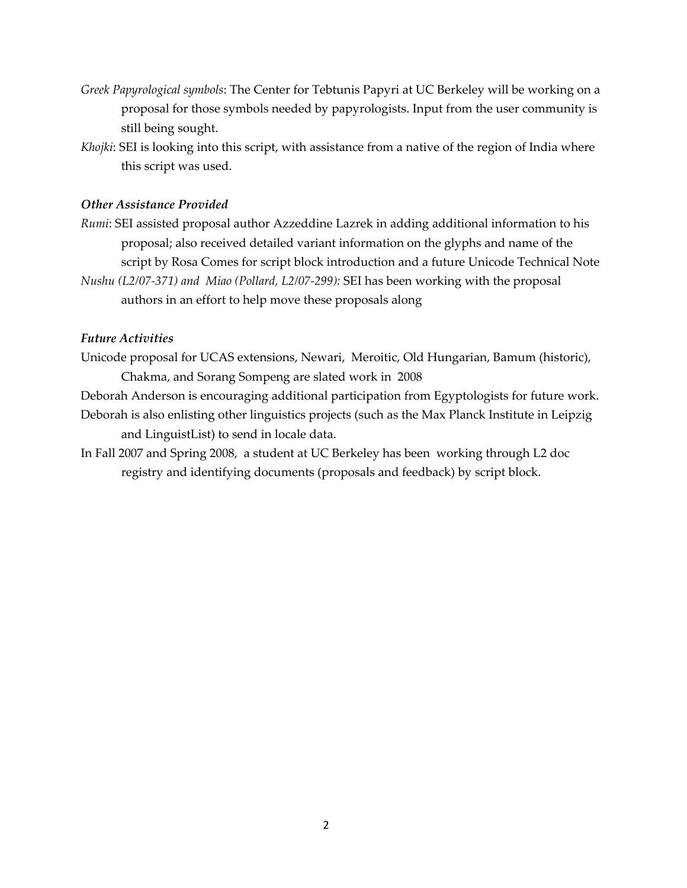*Greek Papyrological symbols*: The Center for Tebtunis Papyri at UC Berkeley will be working on a proposal for those symbols needed by papyrologists. Input from the user community is still being sought.

*Khojki*: SEI is looking into this script, with assistance from a native of the region of India where this script was used.

### *Other Assistance Provided*

*Rumi*: SEI assisted proposal author Azzeddine Lazrek in adding additional information to his proposal; also received detailed variant information on the glyphs and name of the script by Rosa Comes for script block introduction and a future Unicode Technical Note

*Nushu (L2/07-371) and Miao (Pollard, L2/07-299):* SEI has been working with the proposal authors in an effort to help move these proposals along

### *Future Activities*

Unicode proposal for UCAS extensions, Newari, Meroitic, Old Hungarian, Bamum (historic), Chakma, and Sorang Sompeng are slated work in 2008

Deborah Anderson is encouraging additional participation from Egyptologists for future work.

Deborah is also enlisting other linguistics projects (such as the Max Planck Institute in Leipzig and LinguistList) to send in locale data.

In Fall 2007 and Spring 2008, a student at UC Berkeley has been working through L2 doc registry and identifying documents (proposals and feedback) by script block.